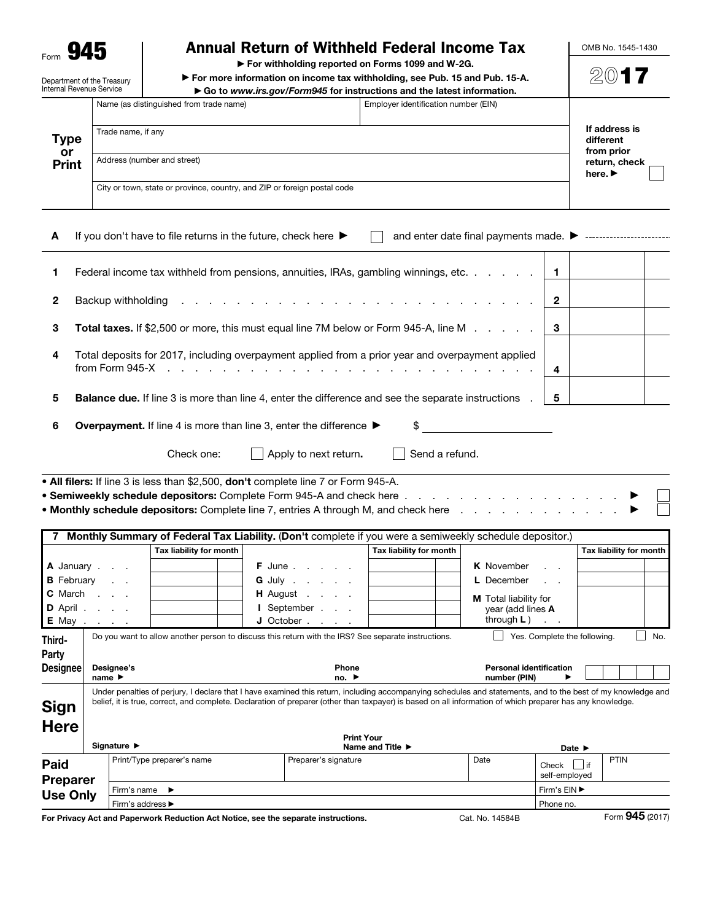Form **945**

Department of the Treasury
Internal Revenue Service

# Annual Return of Withheld Federal Income Tax

► For withholding reported on Forms 1099 and W-2G.

► For more information on income tax withholding, see Pub. 15 and Pub. 15-A.

► Go to *www.irs.gov/Form945* for instructions and the latest information.

OMB No. 1545-1430

**2017**

**Type or Print**

| Name (as distinguished from trade name) | Employer identification number (EIN) |
|---|---|
| Trade name, if any | |
| Address (number and street) | |
| City or town, state or province, country, and ZIP or foreign postal code | |

If address is different from prior return, check here. ► ☐

**A** If you don't have to file returns in the future, check here ► ☐ and enter date final payments made. ►

| | | | |
|---|---|---|---|
| **1** | Federal income tax withheld from pensions, annuities, IRAs, gambling winnings, etc. | **1** | |
| **2** | Backup withholding | **2** | |
| **3** | **Total taxes.** If $2,500 or more, this must equal line 7M below or Form 945-A, line M | **3** | |
| **4** | Total deposits for 2017, including overpayment applied from a prior year and overpayment applied from Form 945-X | **4** | |
| **5** | **Balance due.** If line 3 is more than line 4, enter the difference and see the separate instructions | **5** | |

**6** **Overpayment.** If line 4 is more than line 3, enter the difference ► $

Check one: ☐ Apply to next return. ☐ Send a refund.

- **All filers:** If line 3 is less than $2,500, **don't** complete line 7 or Form 945-A.
- **Semiweekly schedule depositors:** Complete Form 945-A and check here ► ☐
- **Monthly schedule depositors:** Complete line 7, entries A through M, and check here ► ☐

**7 Monthly Summary of Federal Tax Liability.** (**Don't** complete if you were a semiweekly schedule depositor.)

| | Tax liability for month | | Tax liability for month | | Tax liability for month |
|---|---|---|---|---|---|
| **A** January | | **F** June | | **K** November | |
| **B** February | | **G** July | | **L** December | |
| **C** March | | **H** August | | **M** Total liability for year (add lines **A** through **L**) | |
| **D** April | | **I** September | | | |
| **E** May | | **J** October | | | |

**Third-Party Designee**

Do you want to allow another person to discuss this return with the IRS? See separate instructions. ☐ Yes. Complete the following. ☐ No.

Designee's name ► Phone no. ► Personal identification number (PIN) ►

**Sign Here**

Under penalties of perjury, I declare that I have examined this return, including accompanying schedules and statements, and to the best of my knowledge and belief, it is true, correct, and complete. Declaration of preparer (other than taxpayer) is based on all information of which preparer has any knowledge.

Signature ► Print Your Name and Title ► Date ►

**Paid Preparer Use Only**

| Print/Type preparer's name | Preparer's signature | Date | Check ☐ if self-employed | PTIN |
|---|---|---|---|---|
| Firm's name ► | | | Firm's EIN ► | |
| Firm's address ► | | | Phone no. | |

For Privacy Act and Paperwork Reduction Act Notice, see the separate instructions. Cat. No. 14584B Form **945** (2017)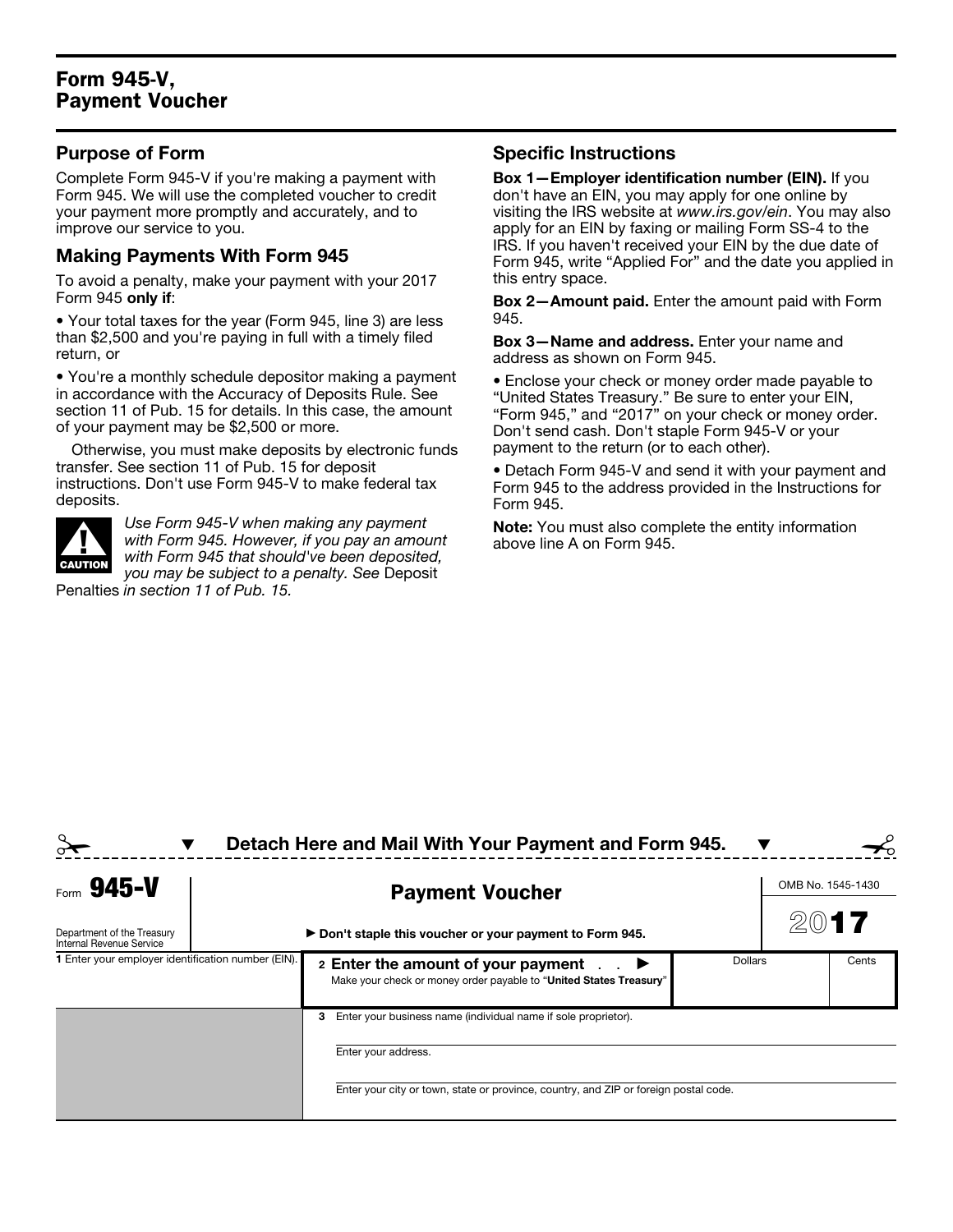# Form 945-V, Payment Voucher

## Purpose of Form

Complete Form 945-V if you're making a payment with Form 945. We will use the completed voucher to credit your payment more promptly and accurately, and to improve our service to you.

## Making Payments With Form 945

To avoid a penalty, make your payment with your 2017 Form 945 **only if**:

- Your total taxes for the year (Form 945, line 3) are less than $2,500 and you're paying in full with a timely filed return, or
- You're a monthly schedule depositor making a payment in accordance with the Accuracy of Deposits Rule. See section 11 of Pub. 15 for details. In this case, the amount of your payment may be $2,500 or more.

Otherwise, you must make deposits by electronic funds transfer. See section 11 of Pub. 15 for deposit instructions. Don't use Form 945-V to make federal tax deposits.

**CAUTION** *Use Form 945-V when making any payment with Form 945. However, if you pay an amount with Form 945 that should've been deposited, you may be subject to a penalty. See* Deposit Penalties *in section 11 of Pub. 15.*

## Specific Instructions

**Box 1—Employer identification number (EIN).** If you don't have an EIN, you may apply for one online by visiting the IRS website at *www.irs.gov/ein*. You may also apply for an EIN by faxing or mailing Form SS-4 to the IRS. If you haven't received your EIN by the due date of Form 945, write "Applied For" and the date you applied in this entry space.

**Box 2—Amount paid.** Enter the amount paid with Form 945.

**Box 3—Name and address.** Enter your name and address as shown on Form 945.

- Enclose your check or money order made payable to "United States Treasury." Be sure to enter your EIN, "Form 945," and "2017" on your check or money order. Don't send cash. Don't staple Form 945-V or your payment to the return (or to each other).
- Detach Form 945-V and send it with your payment and Form 945 to the address provided in the Instructions for Form 945.

**Note:** You must also complete the entity information above line A on Form 945.

---

▼ Detach Here and Mail With Your Payment and Form 945. ▼

| Form **945-V** Department of the Treasury Internal Revenue Service | **Payment Voucher** ▶ Don't staple this voucher or your payment to Form 945. | | OMB No. 1545-1430 **2017** |
|---|---|---|---|
| **1** Enter your employer identification number (EIN). | **2 Enter the amount of your payment** ▶ Make your check or money order payable to "**United States Treasury**" | Dollars | Cents |
| | **3** Enter your business name (individual name if sole proprietor). Enter your address. Enter your city or town, state or province, country, and ZIP or foreign postal code. | | |